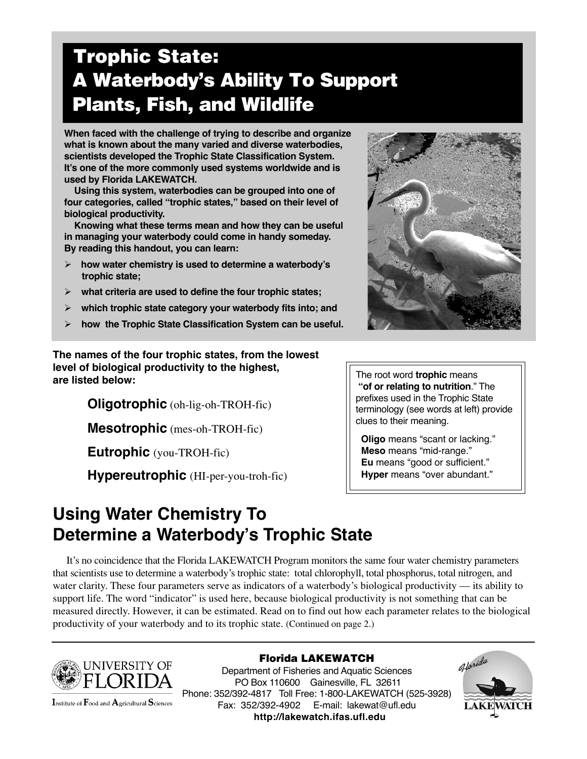# Trophic State: A Waterbody's Ability To Support Plants, Fish, and Wildlife

**When faced with the challenge of trying to describe and organize what is known about the many varied and diverse waterbodies, scientists developed the Trophic State Classification System. It's one of the more commonly used systems worldwide and is used by Florida LAKEWATCH.**

**Using this system, waterbodies can be grouped into one of four categories, called "trophic states," based on their level of biological productivity.**

**Knowing what these terms mean and how they can be useful in managing your waterbody could come in handy someday. By reading this handout, you can learn:**

- **how water chemistry is used to determine a waterbody's trophic state;**
- **what criteria are used to define the four trophic states;**
- **which trophic state category your waterbody fits into; and**
- **how the Trophic State Classification System can be useful.**

**The names of the four trophic states, from the lowest level of biological productivity to the highest, are listed below:**

**Oligotrophic** (oh-lig-oh-TROH-fic)

**Mesotrophic** (mes-oh-TROH-fic)

**Eutrophic** (you-TROH-fic)

**Hypereutrophic** (HI-per-you-troh-fic)

> The root word **trophic** means **"of or relating to nutrition**." The prefixes used in the Trophic State terminology (see words at left) provide clues to their meaning.
>
> **Oligo** means "scant or lacking."
> **Meso** means "mid-range."
> **Eu** means "good or sufficient."
> **Hyper** means "over abundant."

## Using Water Chemistry To Determine a Waterbody's Trophic State

It's no coincidence that the Florida LAKEWATCH Program monitors the same four water chemistry parameters that scientists use to determine a waterbody's trophic state: total chlorophyll, total phosphorus, total nitrogen, and water clarity. These four parameters serve as indicators of a waterbody's biological productivity — its ability to support life. The word "indicator" is used here, because biological productivity is not something that can be measured directly. However, it can be estimated. Read on to find out how each parameter relates to the biological productivity of your waterbody and to its trophic state. (Continued on page 2.)

---

UNIVERSITY OF FLORIDA
Institute of Food and Agricultural Sciences

**Florida LAKEWATCH**
Department of Fisheries and Aquatic Sciences
PO Box 110600 Gainesville, FL 32611
Phone: 352/392-4817 Toll Free: 1-800-LAKEWATCH (525-3928)
Fax: 352/392-4902 E-mail: lakewat@ufl.edu
**http://lakewatch.ifas.ufl.edu**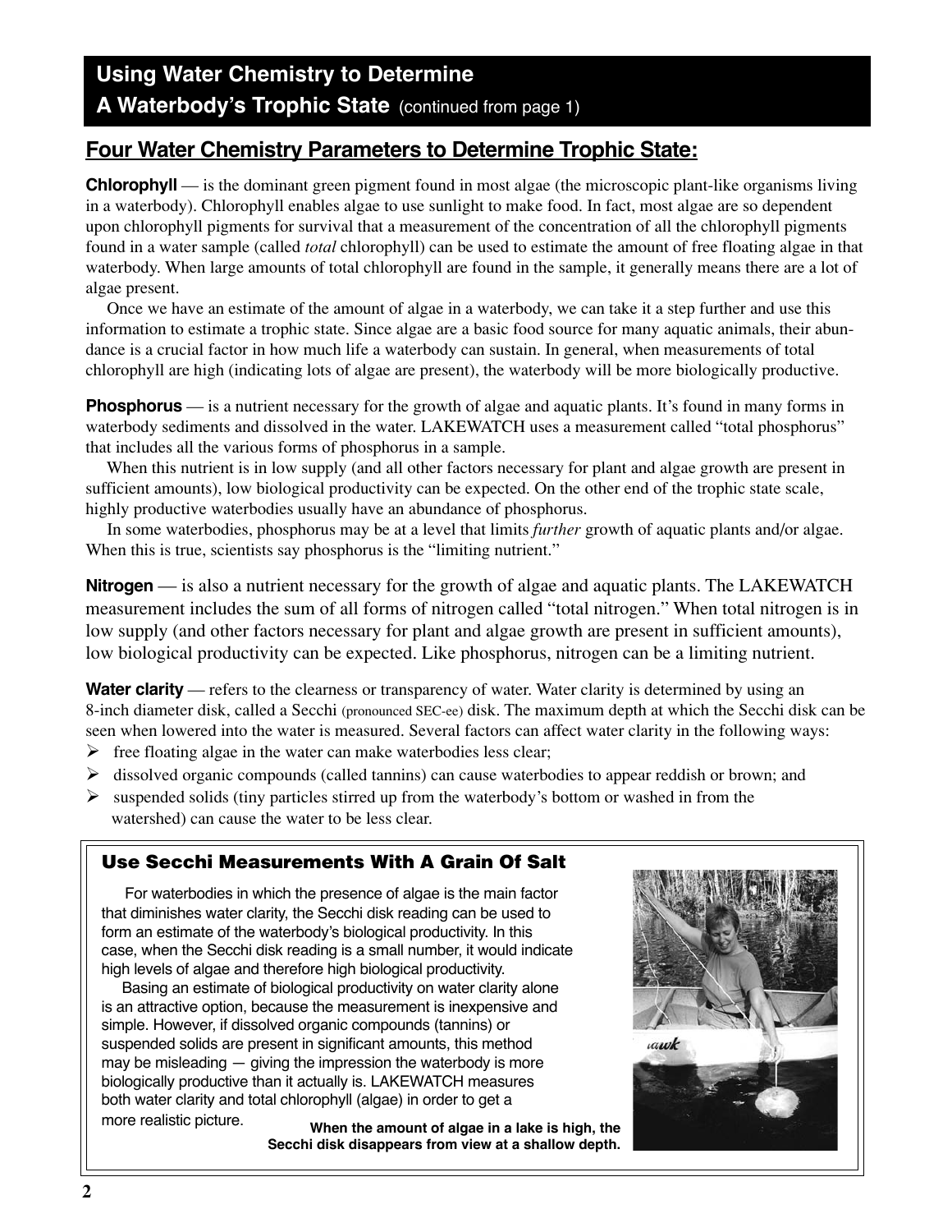## Using Water Chemistry to Determine A Waterbody's Trophic State (continued from page 1)

### Four Water Chemistry Parameters to Determine Trophic State:

**Chlorophyll** — is the dominant green pigment found in most algae (the microscopic plant-like organisms living in a waterbody). Chlorophyll enables algae to use sunlight to make food. In fact, most algae are so dependent upon chlorophyll pigments for survival that a measurement of the concentration of all the chlorophyll pigments found in a water sample (called *total* chlorophyll) can be used to estimate the amount of free floating algae in that waterbody. When large amounts of total chlorophyll are found in the sample, it generally means there are a lot of algae present.

Once we have an estimate of the amount of algae in a waterbody, we can take it a step further and use this information to estimate a trophic state. Since algae are a basic food source for many aquatic animals, their abundance is a crucial factor in how much life a waterbody can sustain. In general, when measurements of total chlorophyll are high (indicating lots of algae are present), the waterbody will be more biologically productive.

**Phosphorus** — is a nutrient necessary for the growth of algae and aquatic plants. It's found in many forms in waterbody sediments and dissolved in the water. LAKEWATCH uses a measurement called "total phosphorus" that includes all the various forms of phosphorus in a sample.

When this nutrient is in low supply (and all other factors necessary for plant and algae growth are present in sufficient amounts), low biological productivity can be expected. On the other end of the trophic state scale, highly productive waterbodies usually have an abundance of phosphorus.

In some waterbodies, phosphorus may be at a level that limits *further* growth of aquatic plants and/or algae. When this is true, scientists say phosphorus is the "limiting nutrient."

**Nitrogen** — is also a nutrient necessary for the growth of algae and aquatic plants. The LAKEWATCH measurement includes the sum of all forms of nitrogen called "total nitrogen." When total nitrogen is in low supply (and other factors necessary for plant and algae growth are present in sufficient amounts), low biological productivity can be expected. Like phosphorus, nitrogen can be a limiting nutrient.

**Water clarity** — refers to the clearness or transparency of water. Water clarity is determined by using an 8-inch diameter disk, called a Secchi (pronounced SEC-ee) disk. The maximum depth at which the Secchi disk can be seen when lowered into the water is measured. Several factors can affect water clarity in the following ways:

- free floating algae in the water can make waterbodies less clear;
- dissolved organic compounds (called tannins) can cause waterbodies to appear reddish or brown; and
- suspended solids (tiny particles stirred up from the waterbody's bottom or washed in from the watershed) can cause the water to be less clear.

### Use Secchi Measurements With A Grain Of Salt

For waterbodies in which the presence of algae is the main factor that diminishes water clarity, the Secchi disk reading can be used to form an estimate of the waterbody's biological productivity. In this case, when the Secchi disk reading is a small number, it would indicate high levels of algae and therefore high biological productivity.

Basing an estimate of biological productivity on water clarity alone is an attractive option, because the measurement is inexpensive and simple. However, if dissolved organic compounds (tannins) or suspended solids are present in significant amounts, this method may be misleading — giving the impression the waterbody is more biologically productive than it actually is. LAKEWATCH measures both water clarity and total chlorophyll (algae) in order to get a more realistic picture.

**When the amount of algae in a lake is high, the Secchi disk disappears from view at a shallow depth.**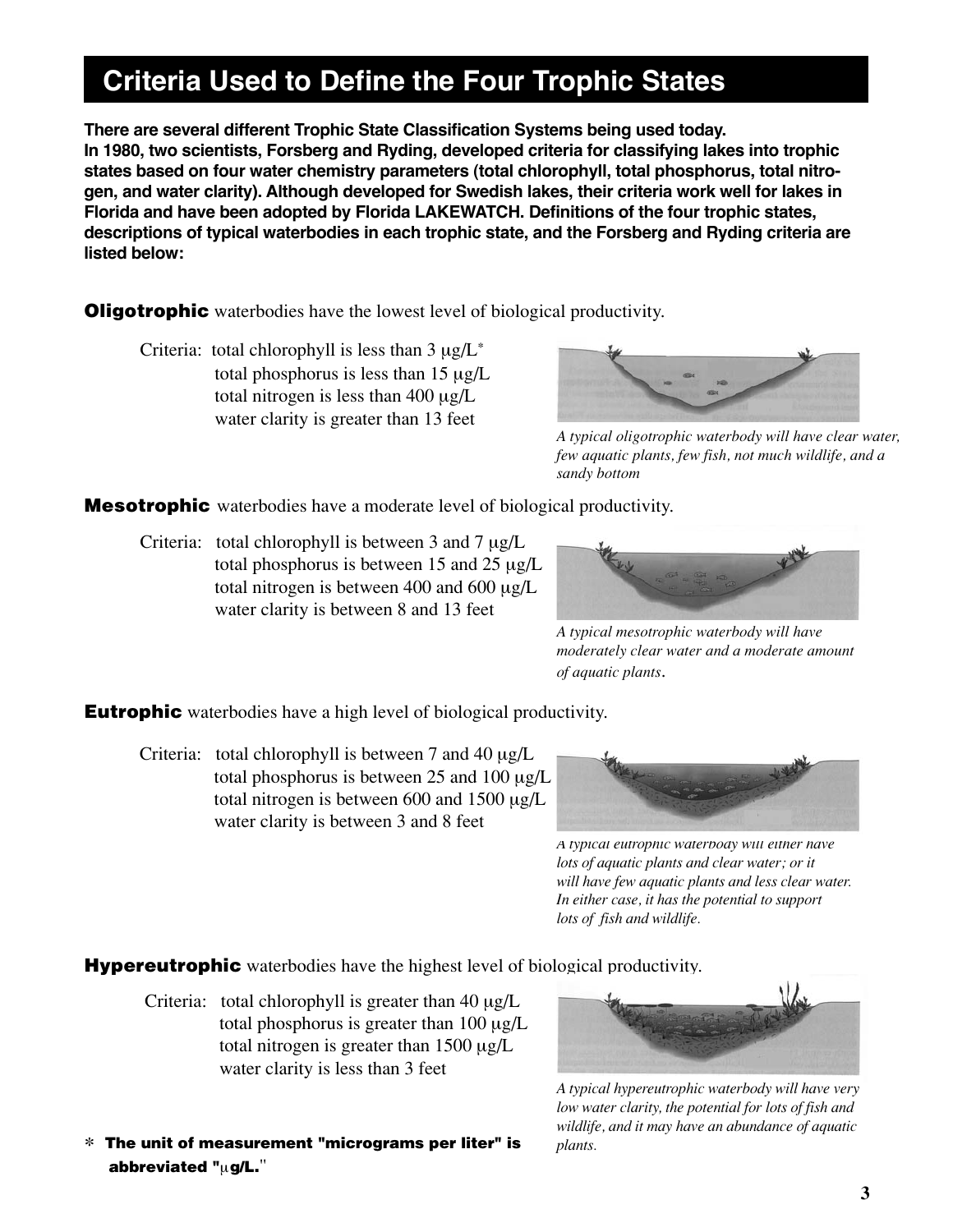# Criteria Used to Define the Four Trophic States

**There are several different Trophic State Classification Systems being used today. In 1980, two scientists, Forsberg and Ryding, developed criteria for classifying lakes into trophic states based on four water chemistry parameters (total chlorophyll, total phosphorus, total nitrogen, and water clarity). Although developed for Swedish lakes, their criteria work well for lakes in Florida and have been adopted by Florida LAKEWATCH. Definitions of the four trophic states, descriptions of typical waterbodies in each trophic state, and the Forsberg and Ryding criteria are listed below:**

**Oligotrophic** waterbodies have the lowest level of biological productivity.

Criteria: total chlorophyll is less than 3 µg/L*
total phosphorus is less than 15 µg/L
total nitrogen is less than 400 µg/L
water clarity is greater than 13 feet

*A typical oligotrophic waterbody will have clear water, few aquatic plants, few fish, not much wildlife, and a sandy bottom*

**Mesotrophic** waterbodies have a moderate level of biological productivity.

Criteria: total chlorophyll is between 3 and 7 µg/L
total phosphorus is between 15 and 25 µg/L
total nitrogen is between 400 and 600 µg/L
water clarity is between 8 and 13 feet

*A typical mesotrophic waterbody will have moderately clear water and a moderate amount of aquatic plants.*

**Eutrophic** waterbodies have a high level of biological productivity.

Criteria: total chlorophyll is between 7 and 40 µg/L
total phosphorus is between 25 and 100 µg/L
total nitrogen is between 600 and 1500 µg/L
water clarity is between 3 and 8 feet

*A typical eutrophic waterbody will either have lots of aquatic plants and clear water; or it will have few aquatic plants and less clear water. In either case, it has the potential to support lots of fish and wildlife.*

**Hypereutrophic** waterbodies have the highest level of biological productivity.

Criteria: total chlorophyll is greater than 40 µg/L
total phosphorus is greater than 100 µg/L
total nitrogen is greater than 1500 µg/L
water clarity is less than 3 feet

*A typical hypereutrophic waterbody will have very low water clarity, the potential for lots of fish and wildlife, and it may have an abundance of aquatic plants.*

\* **The unit of measurement "micrograms per liter" is abbreviated "µg/L."**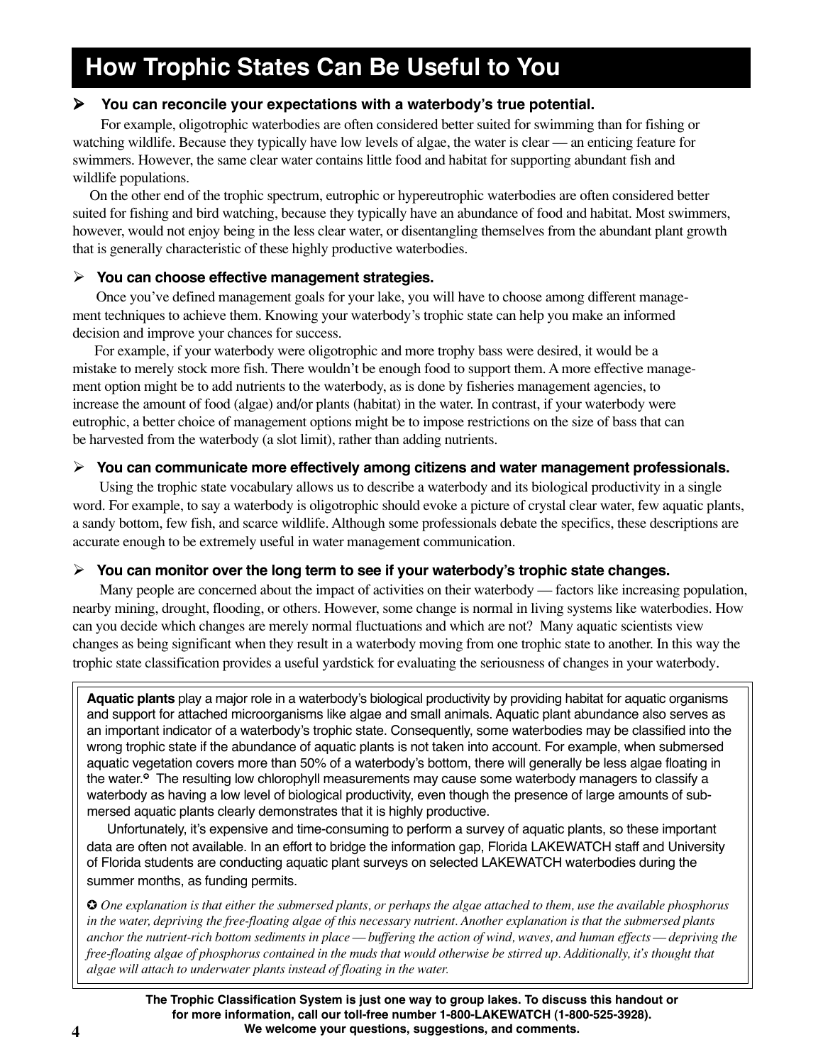# How Trophic States Can Be Useful to You

- **You can reconcile your expectations with a waterbody's true potential.**

For example, oligotrophic waterbodies are often considered better suited for swimming than for fishing or watching wildlife. Because they typically have low levels of algae, the water is clear — an enticing feature for swimmers. However, the same clear water contains little food and habitat for supporting abundant fish and wildlife populations.

On the other end of the trophic spectrum, eutrophic or hypereutrophic waterbodies are often considered better suited for fishing and bird watching, because they typically have an abundance of food and habitat. Most swimmers, however, would not enjoy being in the less clear water, or disentangling themselves from the abundant plant growth that is generally characteristic of these highly productive waterbodies.

- **You can choose effective management strategies.**

Once you've defined management goals for your lake, you will have to choose among different management techniques to achieve them. Knowing your waterbody's trophic state can help you make an informed decision and improve your chances for success.

For example, if your waterbody were oligotrophic and more trophy bass were desired, it would be a mistake to merely stock more fish. There wouldn't be enough food to support them. A more effective management option might be to add nutrients to the waterbody, as is done by fisheries management agencies, to increase the amount of food (algae) and/or plants (habitat) in the water. In contrast, if your waterbody were eutrophic, a better choice of management options might be to impose restrictions on the size of bass that can be harvested from the waterbody (a slot limit), rather than adding nutrients.

- **You can communicate more effectively among citizens and water management professionals.**

Using the trophic state vocabulary allows us to describe a waterbody and its biological productivity in a single word. For example, to say a waterbody is oligotrophic should evoke a picture of crystal clear water, few aquatic plants, a sandy bottom, few fish, and scarce wildlife. Although some professionals debate the specifics, these descriptions are accurate enough to be extremely useful in water management communication.

- **You can monitor over the long term to see if your waterbody's trophic state changes.**

Many people are concerned about the impact of activities on their waterbody — factors like increasing population, nearby mining, drought, flooding, or others. However, some change is normal in living systems like waterbodies. How can you decide which changes are merely normal fluctuations and which are not? Many aquatic scientists view changes as being significant when they result in a waterbody moving from one trophic state to another. In this way the trophic state classification provides a useful yardstick for evaluating the seriousness of changes in your waterbody.

**Aquatic plants** play a major role in a waterbody's biological productivity by providing habitat for aquatic organisms and support for attached microorganisms like algae and small animals. Aquatic plant abundance also serves as an important indicator of a waterbody's trophic state. Consequently, some waterbodies may be classified into the wrong trophic state if the abundance of aquatic plants is not taken into account. For example, when submersed aquatic vegetation covers more than 50% of a waterbody's bottom, there will generally be less algae floating in the water.✪ The resulting low chlorophyll measurements may cause some waterbody managers to classify a waterbody as having a low level of biological productivity, even though the presence of large amounts of submersed aquatic plants clearly demonstrates that it is highly productive.

Unfortunately, it's expensive and time-consuming to perform a survey of aquatic plants, so these important data are often not available. In an effort to bridge the information gap, Florida LAKEWATCH staff and University of Florida students are conducting aquatic plant surveys on selected LAKEWATCH waterbodies during the summer months, as funding permits.

✪ *One explanation is that either the submersed plants, or perhaps the algae attached to them, use the available phosphorus in the water, depriving the free-floating algae of this necessary nutrient. Another explanation is that the submersed plants anchor the nutrient-rich bottom sediments in place — buffering the action of wind, waves, and human effects — depriving the free-floating algae of phosphorus contained in the muds that would otherwise be stirred up. Additionally, it's thought that algae will attach to underwater plants instead of floating in the water.*

**The Trophic Classification System is just one way to group lakes. To discuss this handout or for more information, call our toll-free number 1-800-LAKEWATCH (1-800-525-3928). We welcome your questions, suggestions, and comments.**